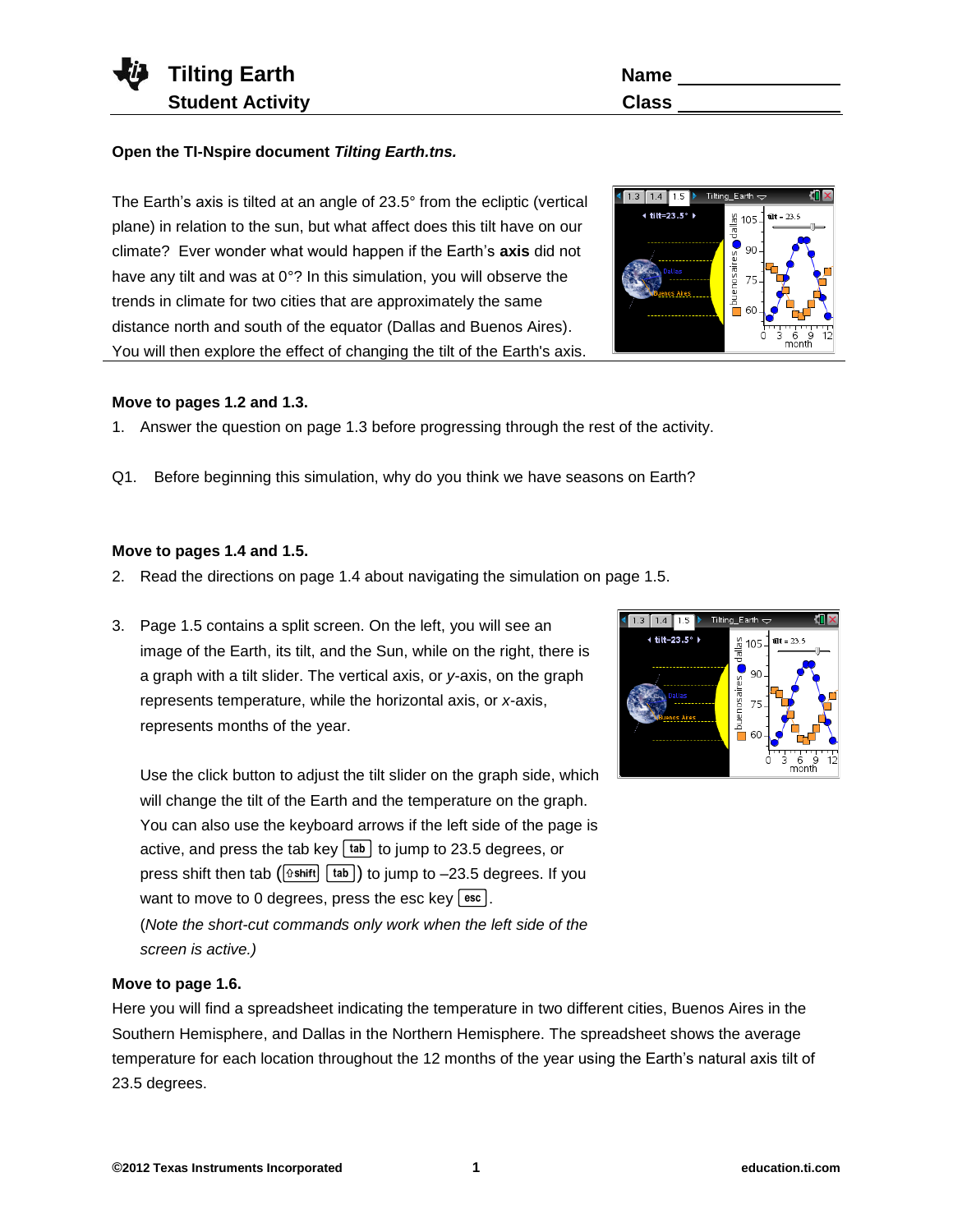# Tilting Earth
## Student Activity

**Name** ________________
**Class** ________________

**Open the TI-Nspire document *Tilting Earth.tns.***

The Earth's axis is tilted at an angle of 23.5° from the ecliptic (vertical plane) in relation to the sun, but what affect does this tilt have on our climate? Ever wonder what would happen if the Earth's **axis** did not have any tilt and was at 0°? In this simulation, you will observe the trends in climate for two cities that are approximately the same distance north and south of the equator (Dallas and Buenos Aires). You will then explore the effect of changing the tilt of the Earth's axis.

**Move to pages 1.2 and 1.3.**

1. Answer the question on page 1.3 before progressing through the rest of the activity.

Q1. Before beginning this simulation, why do you think we have seasons on Earth?

**Move to pages 1.4 and 1.5.**

2. Read the directions on page 1.4 about navigating the simulation on page 1.5.

3. Page 1.5 contains a split screen. On the left, you will see an image of the Earth, its tilt, and the Sun, while on the right, there is a graph with a tilt slider. The vertical axis, or *y*-axis, on the graph represents temperature, while the horizontal axis, or *x*-axis, represents months of the year.

   Use the click button to adjust the tilt slider on the graph side, which will change the tilt of the Earth and the temperature on the graph. You can also use the keyboard arrows if the left side of the page is active, and press the tab key [tab] to jump to 23.5 degrees, or press shift then tab ([⇧shift] [tab]) to jump to –23.5 degrees. If you want to move to 0 degrees, press the esc key [esc].
   (*Note the short-cut commands only work when the left side of the screen is active.)*

**Move to page 1.6.**

Here you will find a spreadsheet indicating the temperature in two different cities, Buenos Aires in the Southern Hemisphere, and Dallas in the Northern Hemisphere. The spreadsheet shows the average temperature for each location throughout the 12 months of the year using the Earth's natural axis tilt of 23.5 degrees.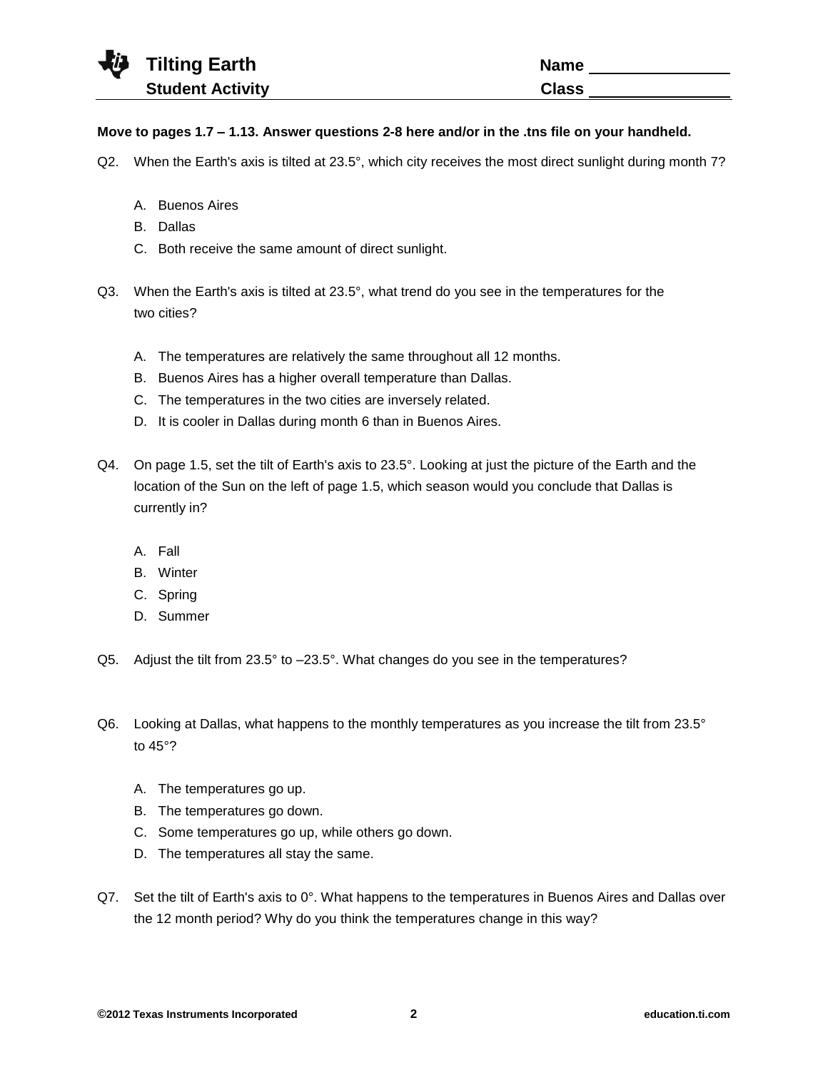**Move to pages 1.7 – 1.13. Answer questions 2-8 here and/or in the .tns file on your handheld.**

Q2. When the Earth's axis is tilted at 23.5°, which city receives the most direct sunlight during month 7?

A. Buenos Aires
B. Dallas
C. Both receive the same amount of direct sunlight.

Q3. When the Earth's axis is tilted at 23.5°, what trend do you see in the temperatures for the two cities?

A. The temperatures are relatively the same throughout all 12 months.
B. Buenos Aires has a higher overall temperature than Dallas.
C. The temperatures in the two cities are inversely related.
D. It is cooler in Dallas during month 6 than in Buenos Aires.

Q4. On page 1.5, set the tilt of Earth's axis to 23.5°. Looking at just the picture of the Earth and the location of the Sun on the left of page 1.5, which season would you conclude that Dallas is currently in?

A. Fall
B. Winter
C. Spring
D. Summer

Q5. Adjust the tilt from 23.5° to –23.5°. What changes do you see in the temperatures?

Q6. Looking at Dallas, what happens to the monthly temperatures as you increase the tilt from 23.5° to 45°?

A. The temperatures go up.
B. The temperatures go down.
C. Some temperatures go up, while others go down.
D. The temperatures all stay the same.

Q7. Set the tilt of Earth's axis to 0°. What happens to the temperatures in Buenos Aires and Dallas over the 12 month period? Why do you think the temperatures change in this way?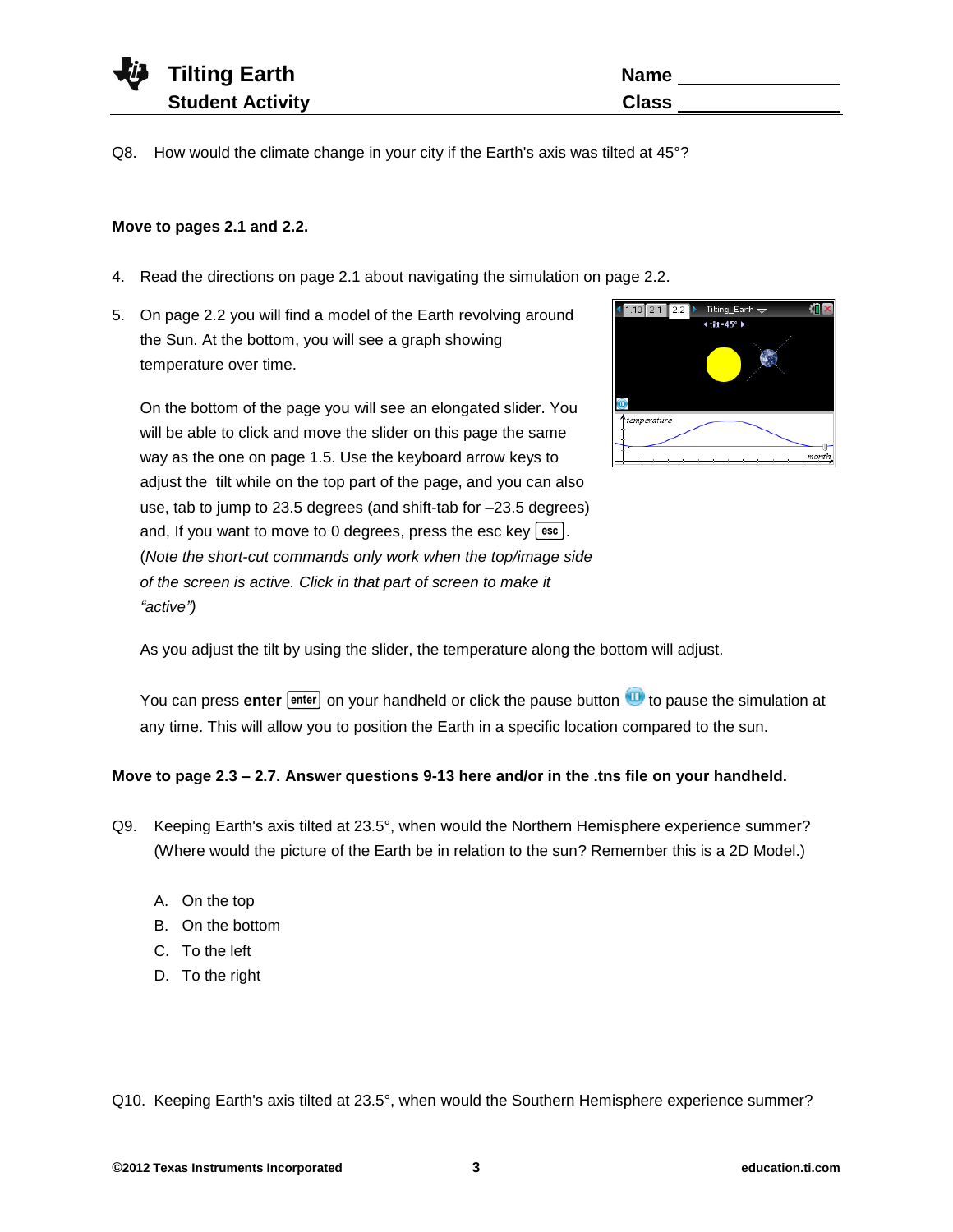Q8. How would the climate change in your city if the Earth's axis was tilted at 45°?

**Move to pages 2.1 and 2.2.**

4. Read the directions on page 2.1 about navigating the simulation on page 2.2.

5. On page 2.2 you will find a model of the Earth revolving around the Sun. At the bottom, you will see a graph showing temperature over time.

   On the bottom of the page you will see an elongated slider. You will be able to click and move the slider on this page the same way as the one on page 1.5. Use the keyboard arrow keys to adjust the tilt while on the top part of the page, and you can also use, tab to jump to 23.5 degrees (and shift-tab for –23.5 degrees) and, If you want to move to 0 degrees, press the esc key esc. (*Note the short-cut commands only work when the top/image side of the screen is active. Click in that part of screen to make it "active")*

   As you adjust the tilt by using the slider, the temperature along the bottom will adjust.

   You can press **enter** enter on your handheld or click the pause button to pause the simulation at any time. This will allow you to position the Earth in a specific location compared to the sun.

**Move to page 2.3 – 2.7. Answer questions 9-13 here and/or in the .tns file on your handheld.**

Q9. Keeping Earth's axis tilted at 23.5°, when would the Northern Hemisphere experience summer? (Where would the picture of the Earth be in relation to the sun? Remember this is a 2D Model.)

A. On the top
B. On the bottom
C. To the left
D. To the right

Q10. Keeping Earth's axis tilted at 23.5°, when would the Southern Hemisphere experience summer?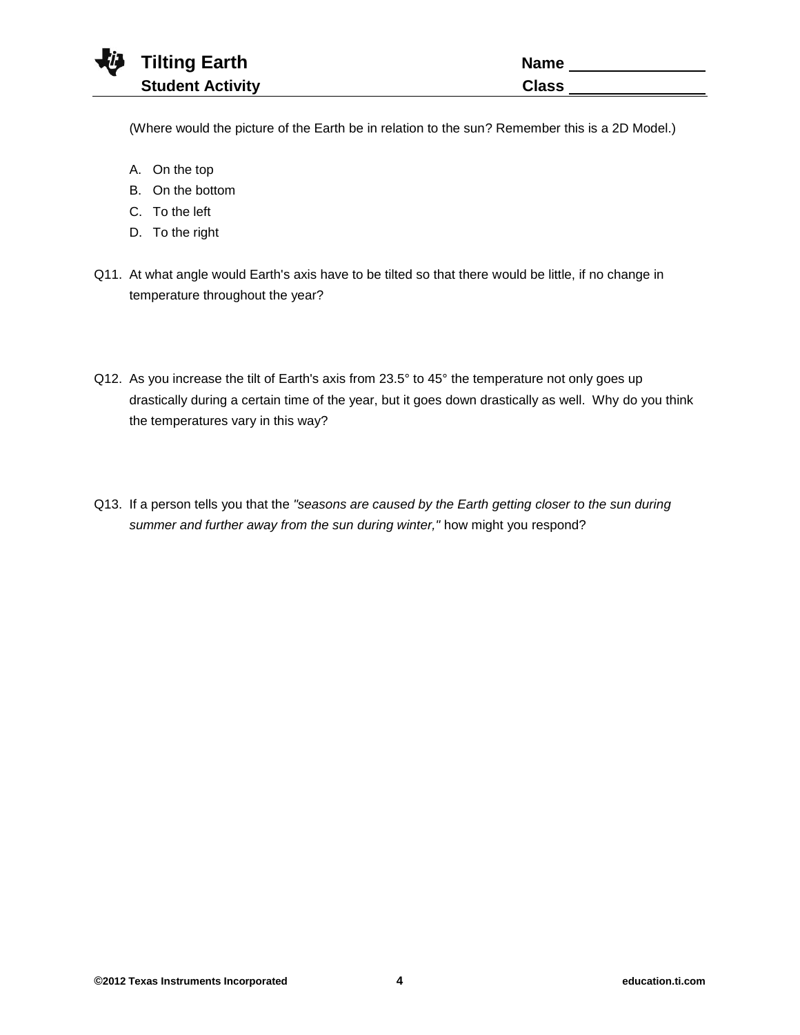(Where would the picture of the Earth be in relation to the sun? Remember this is a 2D Model.)

A. On the top
B. On the bottom
C. To the left
D. To the right

Q11. At what angle would Earth's axis have to be tilted so that there would be little, if no change in temperature throughout the year?

Q12. As you increase the tilt of Earth's axis from 23.5° to 45° the temperature not only goes up drastically during a certain time of the year, but it goes down drastically as well. Why do you think the temperatures vary in this way?

Q13. If a person tells you that the *"seasons are caused by the Earth getting closer to the sun during summer and further away from the sun during winter,"* how might you respond?